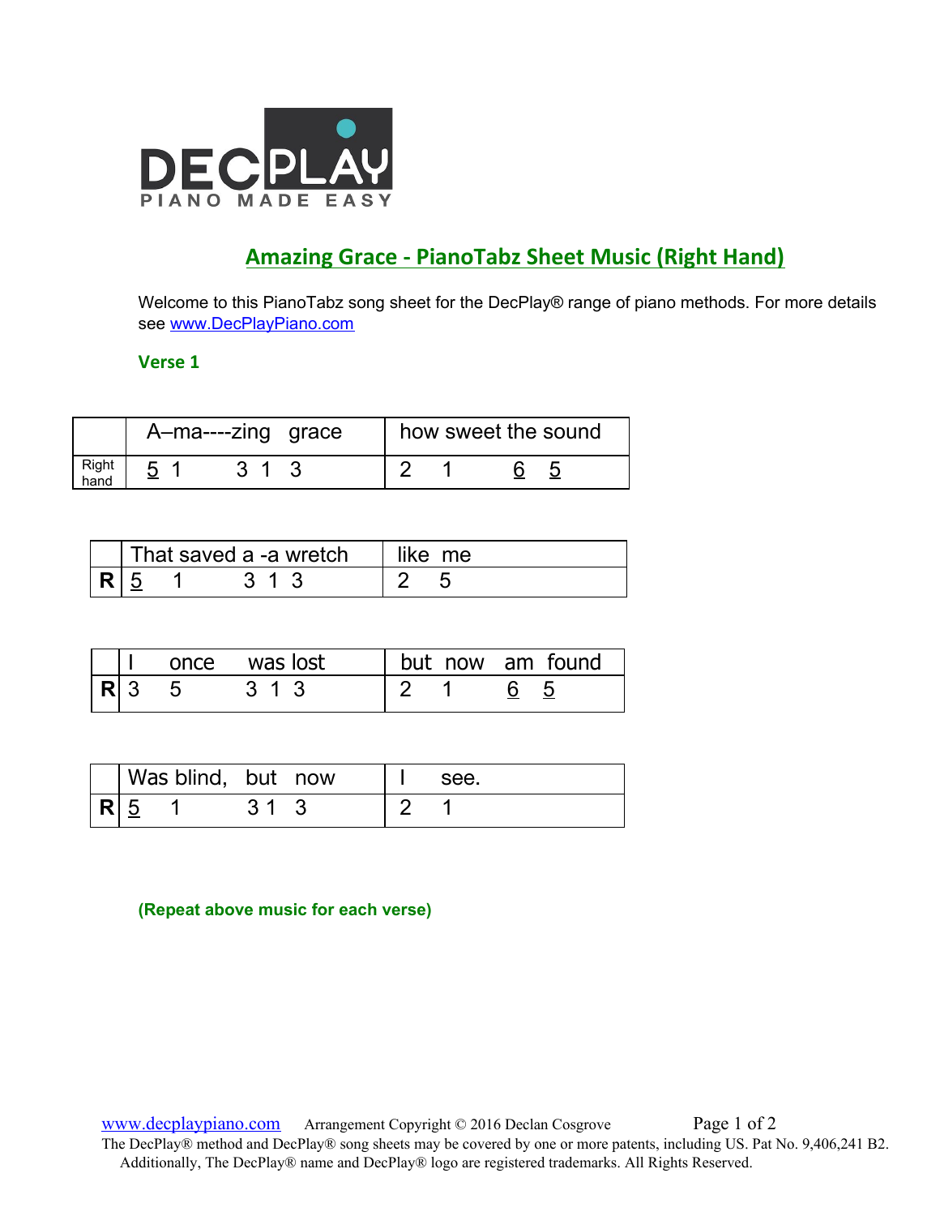DECPLAY

PIANO MADE EASY

## Amazing Grace - PianoTabz Sheet Music (Right Hand)

Welcome to this PianoTabz song sheet for the DecPlay® range of piano methods. For more details see [www.DecPlayPiano.com](http://www.DecPlayPiano.com)

### Verse 1

| | A–ma----zing grace | how sweet the sound |
|---|---|---|
| Right hand | <u>5</u> 1 3 1 3 | 2 1 <u>6</u> <u>5</u> |

| | That saved a -a wretch | like me |
|---|---|---|
| **R** | <u>5</u> 1 3 1 3 | 2 5 |

| | I once was lost | but now am found |
|---|---|---|
| **R** | 3 5 3 1 3 | 2 1 <u>6</u> <u>5</u> |

| | Was blind, but now | I see. |
|---|---|---|
| **R** | <u>5</u> 1 3 1 3 | 2 1 |

**(Repeat above music for each verse)**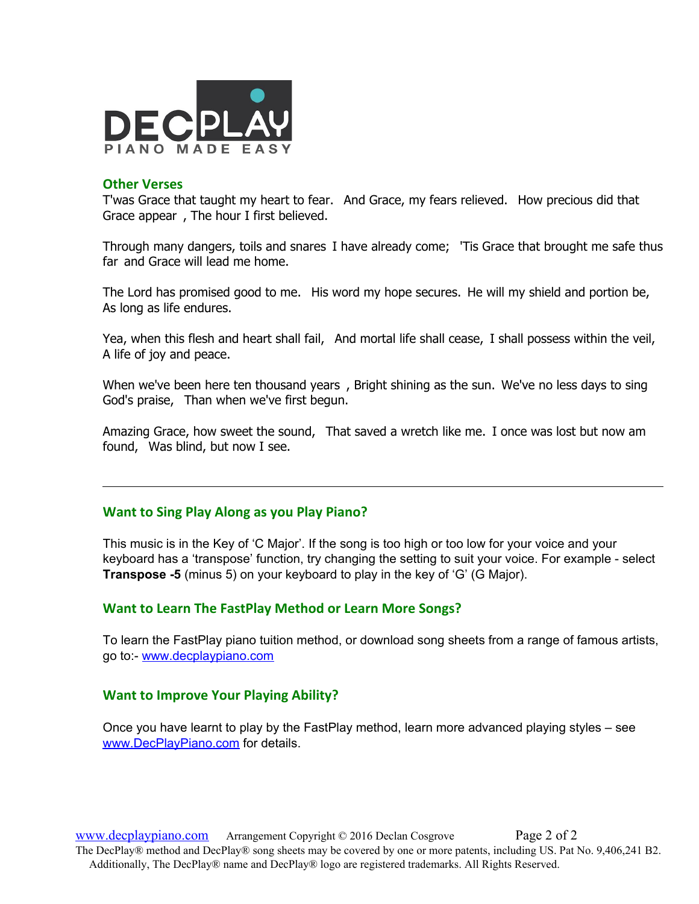## Other Verses

T'was Grace that taught my heart to fear. And Grace, my fears relieved. How precious did that Grace appear , The hour I first believed.

Through many dangers, toils and snares I have already come; 'Tis Grace that brought me safe thus far and Grace will lead me home.

The Lord has promised good to me. His word my hope secures. He will my shield and portion be, As long as life endures.

Yea, when this flesh and heart shall fail, And mortal life shall cease, I shall possess within the veil, A life of joy and peace.

When we've been here ten thousand years , Bright shining as the sun. We've no less days to sing God's praise, Than when we've first begun.

Amazing Grace, how sweet the sound, That saved a wretch like me. I once was lost but now am found, Was blind, but now I see.

---

## Want to Sing Play Along as you Play Piano?

This music is in the Key of 'C Major'. If the song is too high or too low for your voice and your keyboard has a 'transpose' function, try changing the setting to suit your voice. For example - select **Transpose -5** (minus 5) on your keyboard to play in the key of 'G' (G Major).

## Want to Learn The FastPlay Method or Learn More Songs?

To learn the FastPlay piano tuition method, or download song sheets from a range of famous artists, go to:- www.decplaypiano.com

## Want to Improve Your Playing Ability?

Once you have learnt to play by the FastPlay method, learn more advanced playing styles – see www.DecPlayPiano.com for details.

www.decplaypiano.com Arrangement Copyright © 2016 Declan Cosgrove

The DecPlay® method and DecPlay® song sheets may be covered by one or more patents, including US. Pat No. 9,406,241 B2. Additionally, The DecPlay® name and DecPlay® logo are registered trademarks. All Rights Reserved.